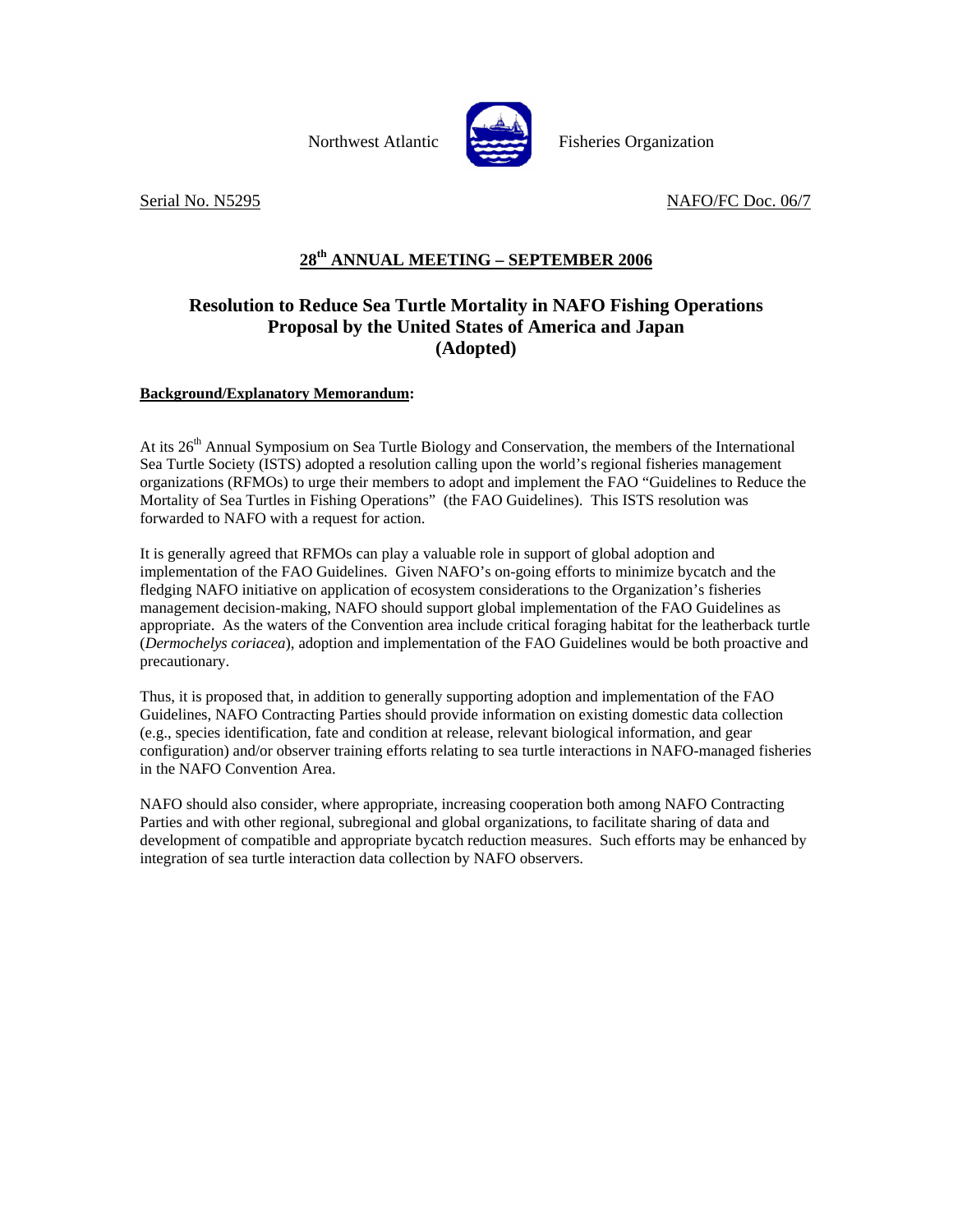Northwest Atlantic Fisheries Organization

Serial No. N5295 NAFO/FC Doc. 06/7

## 28th ANNUAL MEETING – SEPTEMBER 2006

# Resolution to Reduce Sea Turtle Mortality in NAFO Fishing Operations
# Proposal by the United States of America and Japan
# (Adopted)

**Background/Explanatory Memorandum:**

At its 26th Annual Symposium on Sea Turtle Biology and Conservation, the members of the International Sea Turtle Society (ISTS) adopted a resolution calling upon the world's regional fisheries management organizations (RFMOs) to urge their members to adopt and implement the FAO "Guidelines to Reduce the Mortality of Sea Turtles in Fishing Operations" (the FAO Guidelines). This ISTS resolution was forwarded to NAFO with a request for action.

It is generally agreed that RFMOs can play a valuable role in support of global adoption and implementation of the FAO Guidelines. Given NAFO's on-going efforts to minimize bycatch and the fledging NAFO initiative on application of ecosystem considerations to the Organization's fisheries management decision-making, NAFO should support global implementation of the FAO Guidelines as appropriate. As the waters of the Convention area include critical foraging habitat for the leatherback turtle (*Dermochelys coriacea*), adoption and implementation of the FAO Guidelines would be both proactive and precautionary.

Thus, it is proposed that, in addition to generally supporting adoption and implementation of the FAO Guidelines, NAFO Contracting Parties should provide information on existing domestic data collection (e.g., species identification, fate and condition at release, relevant biological information, and gear configuration) and/or observer training efforts relating to sea turtle interactions in NAFO-managed fisheries in the NAFO Convention Area.

NAFO should also consider, where appropriate, increasing cooperation both among NAFO Contracting Parties and with other regional, subregional and global organizations, to facilitate sharing of data and development of compatible and appropriate bycatch reduction measures. Such efforts may be enhanced by integration of sea turtle interaction data collection by NAFO observers.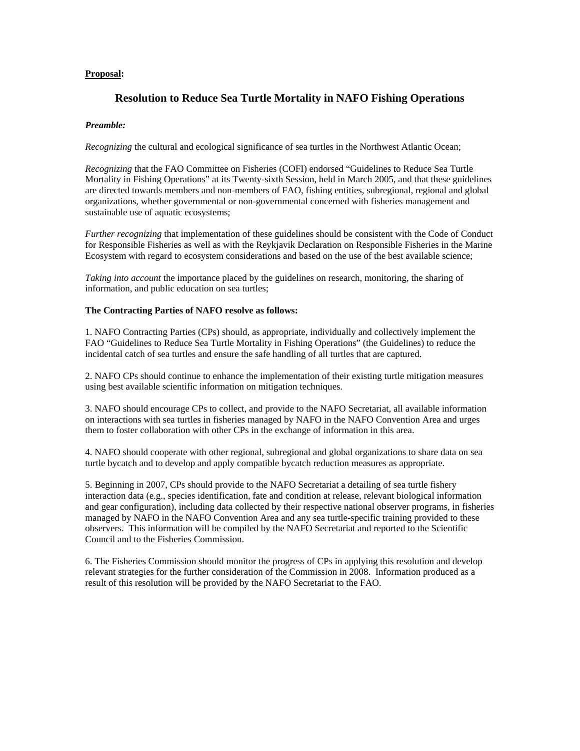**<u>Proposal</u>:**

## Resolution to Reduce Sea Turtle Mortality in NAFO Fishing Operations

***Preamble:***

*Recognizing* the cultural and ecological significance of sea turtles in the Northwest Atlantic Ocean;

*Recognizing* that the FAO Committee on Fisheries (COFI) endorsed "Guidelines to Reduce Sea Turtle Mortality in Fishing Operations" at its Twenty-sixth Session, held in March 2005, and that these guidelines are directed towards members and non-members of FAO, fishing entities, subregional, regional and global organizations, whether governmental or non-governmental concerned with fisheries management and sustainable use of aquatic ecosystems;

*Further recognizing* that implementation of these guidelines should be consistent with the Code of Conduct for Responsible Fisheries as well as with the Reykjavik Declaration on Responsible Fisheries in the Marine Ecosystem with regard to ecosystem considerations and based on the use of the best available science;

*Taking into account* the importance placed by the guidelines on research, monitoring, the sharing of information, and public education on sea turtles;

**The Contracting Parties of NAFO resolve as follows:**

1. NAFO Contracting Parties (CPs) should, as appropriate, individually and collectively implement the FAO "Guidelines to Reduce Sea Turtle Mortality in Fishing Operations" (the Guidelines) to reduce the incidental catch of sea turtles and ensure the safe handling of all turtles that are captured.

2. NAFO CPs should continue to enhance the implementation of their existing turtle mitigation measures using best available scientific information on mitigation techniques.

3. NAFO should encourage CPs to collect, and provide to the NAFO Secretariat, all available information on interactions with sea turtles in fisheries managed by NAFO in the NAFO Convention Area and urges them to foster collaboration with other CPs in the exchange of information in this area.

4. NAFO should cooperate with other regional, subregional and global organizations to share data on sea turtle bycatch and to develop and apply compatible bycatch reduction measures as appropriate.

5. Beginning in 2007, CPs should provide to the NAFO Secretariat a detailing of sea turtle fishery interaction data (e.g., species identification, fate and condition at release, relevant biological information and gear configuration), including data collected by their respective national observer programs, in fisheries managed by NAFO in the NAFO Convention Area and any sea turtle-specific training provided to these observers. This information will be compiled by the NAFO Secretariat and reported to the Scientific Council and to the Fisheries Commission.

6. The Fisheries Commission should monitor the progress of CPs in applying this resolution and develop relevant strategies for the further consideration of the Commission in 2008. Information produced as a result of this resolution will be provided by the NAFO Secretariat to the FAO.